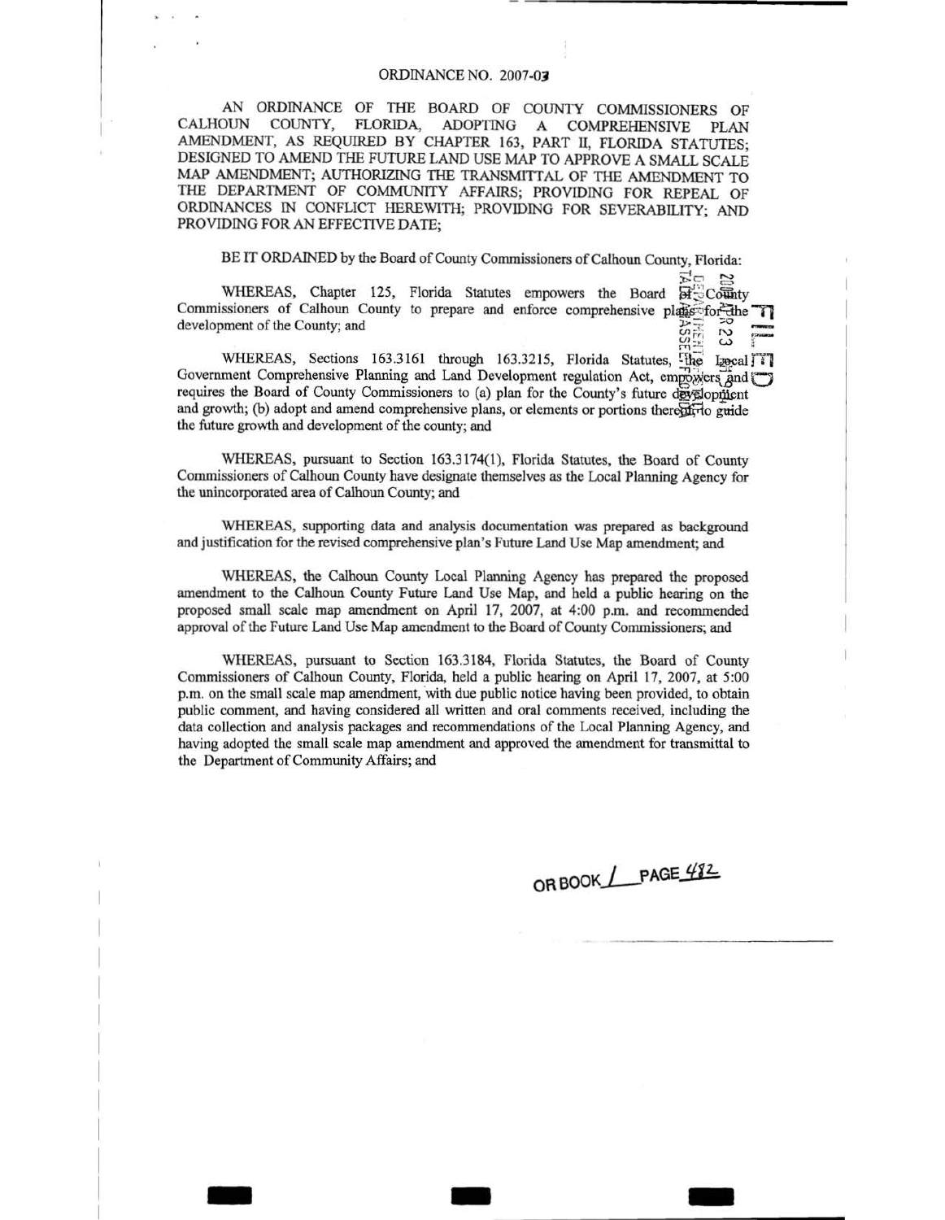ORDINANCE NO. 2007-03

AN ORDINANCE OF THE BOARD OF COUNTY COMMISSIONERS OF CALHOUN COUNTY, FLORIDA, ADOPTING A COMPREHENSIVE PLAN AMENDMENT, AS REQUIRED BY CHAPTER 163, PART II, FLORIDA STATUTES; DESIGNED TO AMEND THE FUTURE LAND USE MAP TO APPROVE A SMALL SCALE MAP AMENDMENT; AUTHORIZING THE TRANSMITTAL OF THE AMENDMENT TO THE DEPARTMENT OF COMMUNITY AFFAIRS; PROVIDING FOR REPEAL OF ORDINANCES IN CONFLICT HEREWITH; PROVIDING FOR SEVERABILITY; AND PROVIDING FOR AN EFFECTIVE DATE;

BE IT ORDAINED by the Board of County Commissioners of Calhoun County, Florida:

WHEREAS, Chapter 125, Florida Statutes empowers the Board of County Commissioners of Calhoun County to prepare and enforce comprehensive plans for the development of the County; and

WHEREAS, Sections 163.3161 through 163.3215, Florida Statutes, the Local Government Comprehensive Planning and Land Development regulation Act, empowers and requires the Board of County Commissioners to (a) plan for the County's future development and growth; (b) adopt and amend comprehensive plans, or elements or portions thereof, to guide the future growth and development of the county; and

WHEREAS, pursuant to Section 163.3174(1), Florida Statutes, the Board of County Commissioners of Calhoun County have designate themselves as the Local Planning Agency for the unincorporated area of Calhoun County; and

WHEREAS, supporting data and analysis documentation was prepared as background and justification for the revised comprehensive plan's Future Land Use Map amendment; and

WHEREAS, the Calhoun County Local Planning Agency has prepared the proposed amendment to the Calhoun County Future Land Use Map, and held a public hearing on the proposed small scale map amendment on April 17, 2007, at 4:00 p.m. and recommended approval of the Future Land Use Map amendment to the Board of County Commissioners; and

WHEREAS, pursuant to Section 163.3184, Florida Statutes, the Board of County Commissioners of Calhoun County, Florida, held a public hearing on April 17, 2007, at 5:00 p.m. on the small scale map amendment, with due public notice having been provided, to obtain public comment, and having considered all written and oral comments received, including the data collection and analysis packages and recommendations of the Local Planning Agency, and having adopted the small scale map amendment and approved the amendment for transmittal to the Department of Community Affairs; and

OR BOOK 1 PAGE 482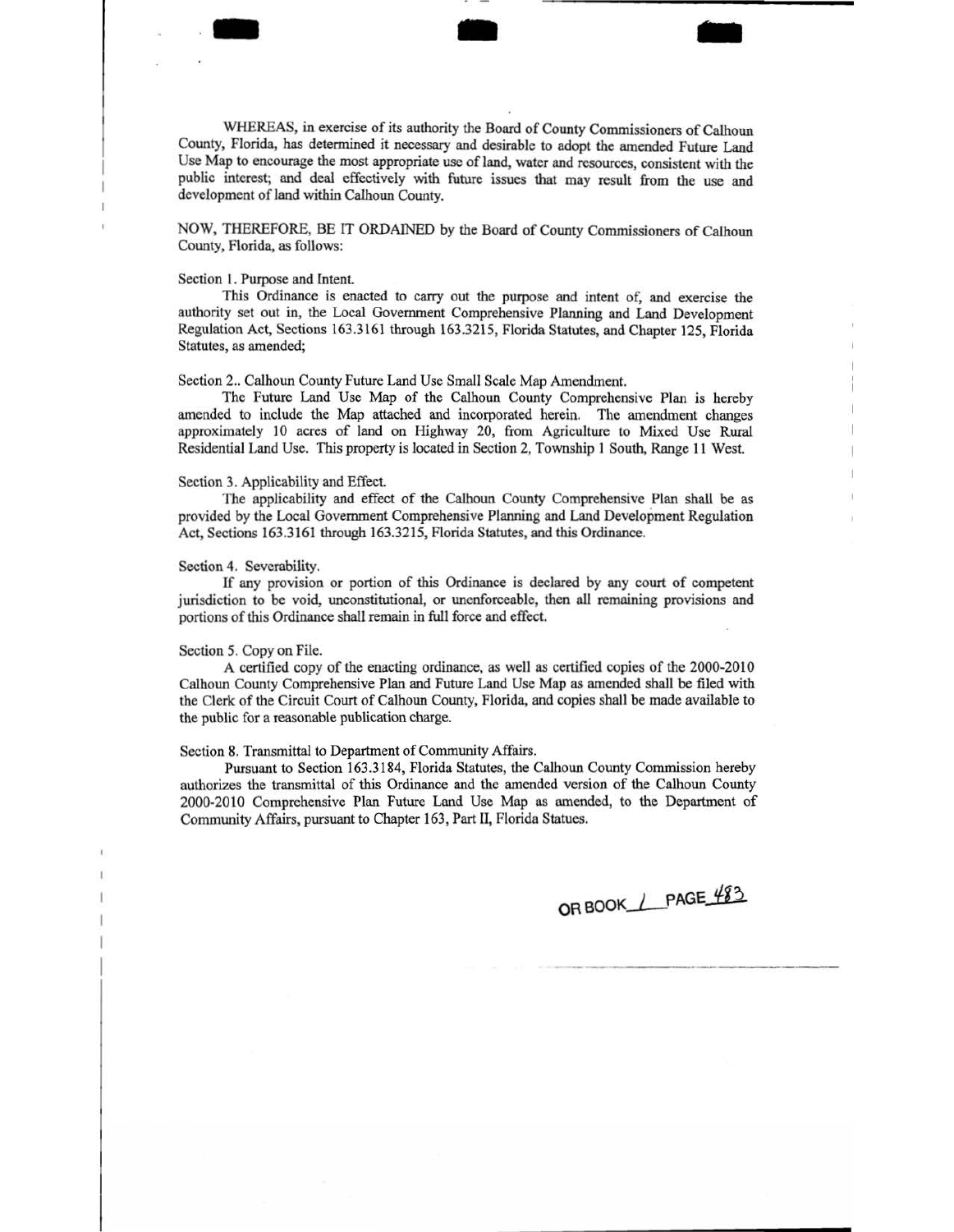WHEREAS, in exercise of its authority the Board of County Commissioners of Calhoun County, Florida, has determined it necessary and desirable to adopt the amended Future Land Use Map to encourage the most appropriate use of land, water and resources, consistent with the public interest; and deal effectively with future issues that may result from the use and development of land within Calhoun County.

NOW, THEREFORE, BE IT ORDAINED by the Board of County Commissioners of Calhoun County, Florida, as follows:

Section 1. Purpose and Intent.

This Ordinance is enacted to carry out the purpose and intent of, and exercise the authority set out in, the Local Government Comprehensive Planning and Land Development Regulation Act, Sections 163.3161 through 163.3215, Florida Statutes, and Chapter 125, Florida Statutes, as amended;

Section 2.. Calhoun County Future Land Use Small Scale Map Amendment.

The Future Land Use Map of the Calhoun County Comprehensive Plan is hereby amended to include the Map attached and incorporated herein. The amendment changes approximately 10 acres of land on Highway 20, from Agriculture to Mixed Use Rural Residential Land Use. This property is located in Section 2, Township 1 South, Range 11 West.

Section 3. Applicability and Effect.

The applicability and effect of the Calhoun County Comprehensive Plan shall be as provided by the Local Government Comprehensive Planning and Land Development Regulation Act, Sections 163.3161 through 163.3215, Florida Statutes, and this Ordinance.

Section 4. Severability.

If any provision or portion of this Ordinance is declared by any court of competent jurisdiction to be void, unconstitutional, or unenforceable, then all remaining provisions and portions of this Ordinance shall remain in full force and effect.

Section 5. Copy on File.

A certified copy of the enacting ordinance, as well as certified copies of the 2000-2010 Calhoun County Comprehensive Plan and Future Land Use Map as amended shall be filed with the Clerk of the Circuit Court of Calhoun County, Florida, and copies shall be made available to the public for a reasonable publication charge.

Section 8. Transmittal to Department of Community Affairs.

Pursuant to Section 163.3184, Florida Statutes, the Calhoun County Commission hereby authorizes the transmittal of this Ordinance and the amended version of the Calhoun County 2000-2010 Comprehensive Plan Future Land Use Map as amended, to the Department of Community Affairs, pursuant to Chapter 163, Part II, Florida Statues.

OR BOOK 1 PAGE 483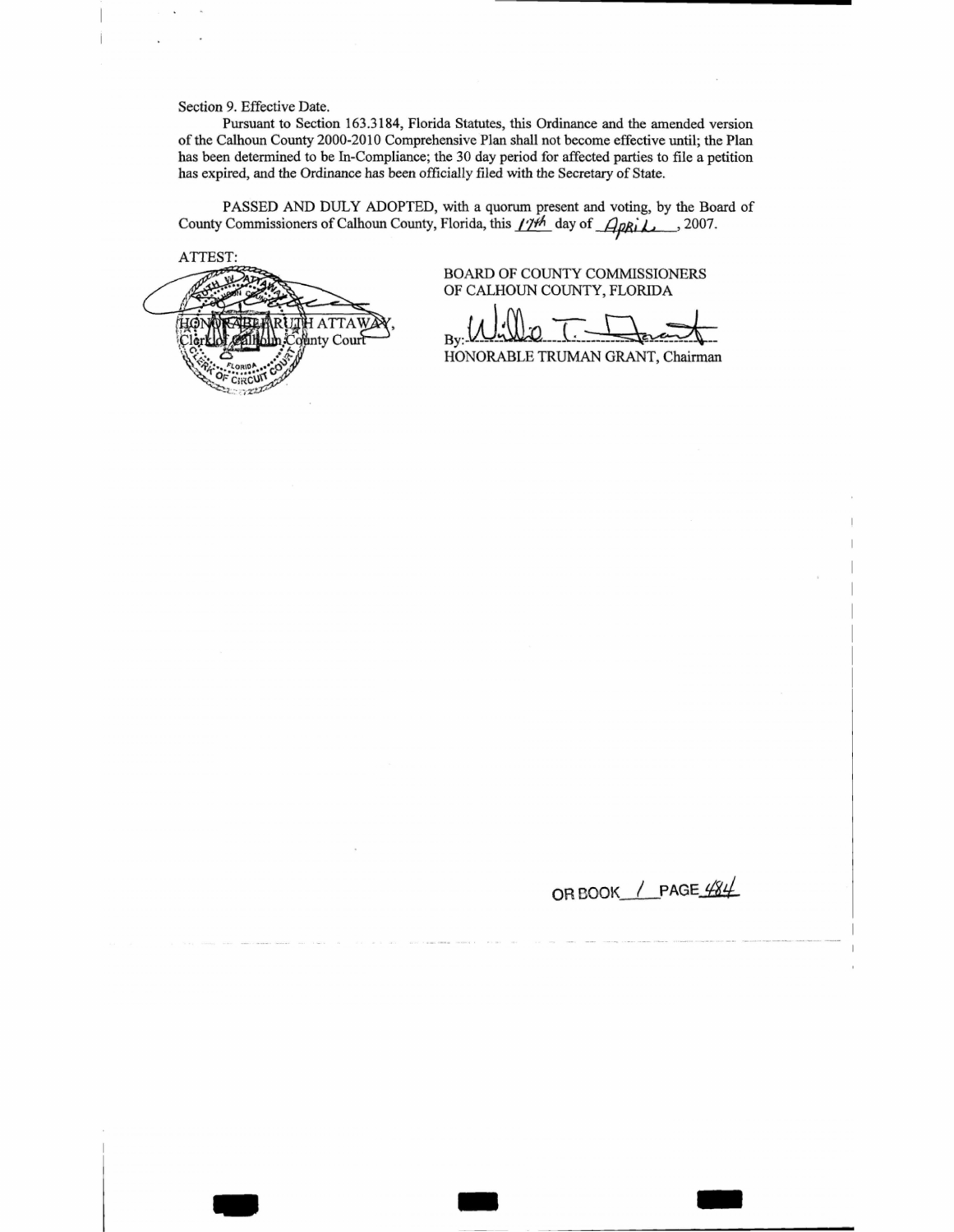Section 9. Effective Date.

Pursuant to Section 163.3184, Florida Statutes, this Ordinance and the amended version of the Calhoun County 2000-2010 Comprehensive Plan shall not become effective until; the Plan has been determined to be In-Compliance; the 30 day period for affected parties to file a petition has expired, and the Ordinance has been officially filed with the Secretary of State.

PASSED AND DULY ADOPTED, with a quorum present and voting, by the Board of County Commissioners of Calhoun County, Florida, this 17th day of April, 2007.

ATTEST:

HONORABLE RUTH ATTAWAY,
Clerk of Calhoun County Court

BOARD OF COUNTY COMMISSIONERS
OF CALHOUN COUNTY, FLORIDA

By: Willie T. Grant
HONORABLE TRUMAN GRANT, Chairman

OR BOOK 1 PAGE 484